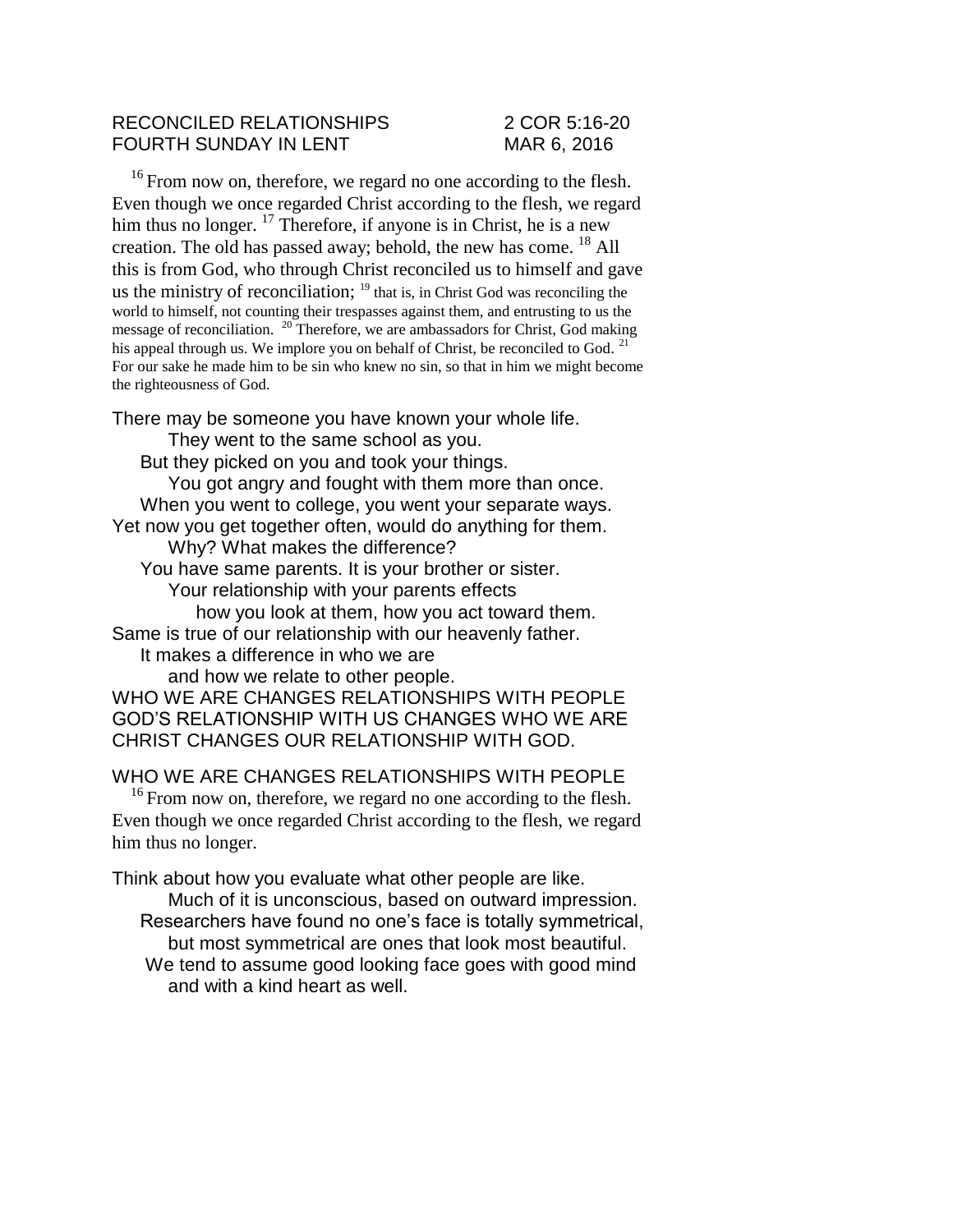RECONCILED RELATIONSHIPS 2 COR 5:16-20
FOURTH SUNDAY IN LENT MAR 6, 2016

[16] From now on, therefore, we regard no one according to the flesh. Even though we once regarded Christ according to the flesh, we regard him thus no longer. [17] Therefore, if anyone is in Christ, he is a new creation. The old has passed away; behold, the new has come. [18] All this is from God, who through Christ reconciled us to himself and gave us the ministry of reconciliation; [19] that is, in Christ God was reconciling the world to himself, not counting their trespasses against them, and entrusting to us the message of reconciliation. [20] Therefore, we are ambassadors for Christ, God making his appeal through us. We implore you on behalf of Christ, be reconciled to God. [21] For our sake he made him to be sin who knew no sin, so that in him we might become the righteousness of God.

There may be someone you have known your whole life.
They went to the same school as you.
But they picked on you and took your things.
You got angry and fought with them more than once.
When you went to college, you went your separate ways.
Yet now you get together often, would do anything for them.
Why? What makes the difference?
You have same parents. It is your brother or sister.
Your relationship with your parents effects
how you look at them, how you act toward them.
Same is true of our relationship with our heavenly father.
It makes a difference in who we are
and how we relate to other people.
WHO WE ARE CHANGES RELATIONSHIPS WITH PEOPLE
GOD'S RELATIONSHIP WITH US CHANGES WHO WE ARE
CHRIST CHANGES OUR RELATIONSHIP WITH GOD.

WHO WE ARE CHANGES RELATIONSHIPS WITH PEOPLE

[16] From now on, therefore, we regard no one according to the flesh. Even though we once regarded Christ according to the flesh, we regard him thus no longer.

Think about how you evaluate what other people are like.
Much of it is unconscious, based on outward impression.
Researchers have found no one's face is totally symmetrical,
but most symmetrical are ones that look most beautiful.
We tend to assume good looking face goes with good mind
and with a kind heart as well.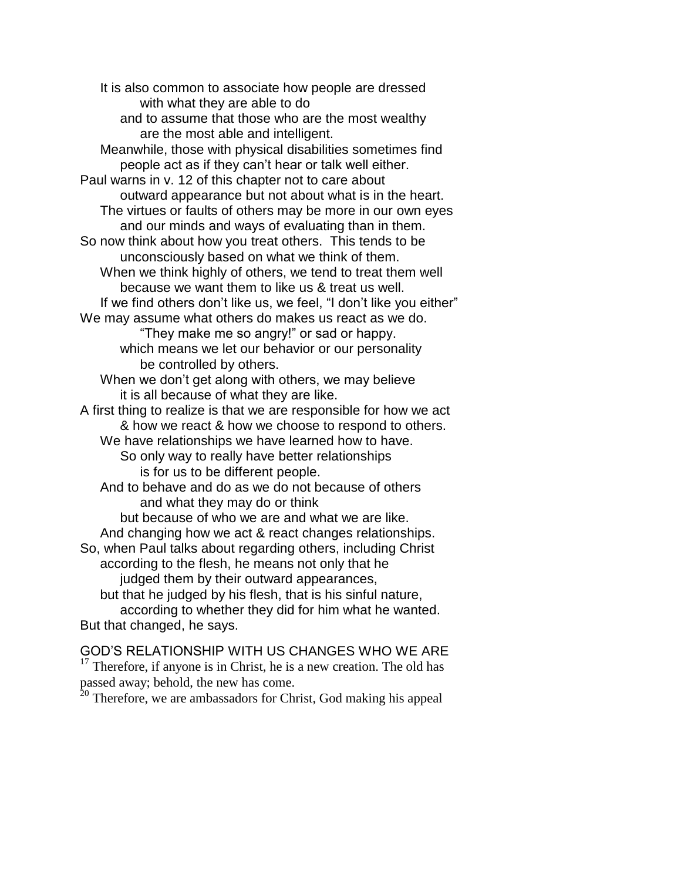It is also common to associate how people are dressed
with what they are able to do
and to assume that those who are the most wealthy
are the most able and intelligent.
Meanwhile, those with physical disabilities sometimes find
people act as if they can't hear or talk well either.
Paul warns in v. 12 of this chapter not to care about
outward appearance but not about what is in the heart.
The virtues or faults of others may be more in our own eyes
and our minds and ways of evaluating than in them.
So now think about how you treat others. This tends to be
unconsciously based on what we think of them.
When we think highly of others, we tend to treat them well
because we want them to like us & treat us well.
If we find others don't like us, we feel, "I don't like you either"
We may assume what others do makes us react as we do.
"They make me so angry!" or sad or happy.
which means we let our behavior or our personality
be controlled by others.
When we don't get along with others, we may believe
it is all because of what they are like.
A first thing to realize is that we are responsible for how we act
& how we react & how we choose to respond to others.
We have relationships we have learned how to have.
So only way to really have better relationships
is for us to be different people.
And to behave and do as we do not because of others
and what they may do or think
but because of who we are and what we are like.
And changing how we act & react changes relationships.
So, when Paul talks about regarding others, including Christ
according to the flesh, he means not only that he
judged them by their outward appearances,
but that he judged by his flesh, that is his sinful nature,
according to whether they did for him what he wanted.
But that changed, he says.

GOD'S RELATIONSHIP WITH US CHANGES WHO WE ARE

[17] Therefore, if anyone is in Christ, he is a new creation. The old has passed away; behold, the new has come.

[20] Therefore, we are ambassadors for Christ, God making his appeal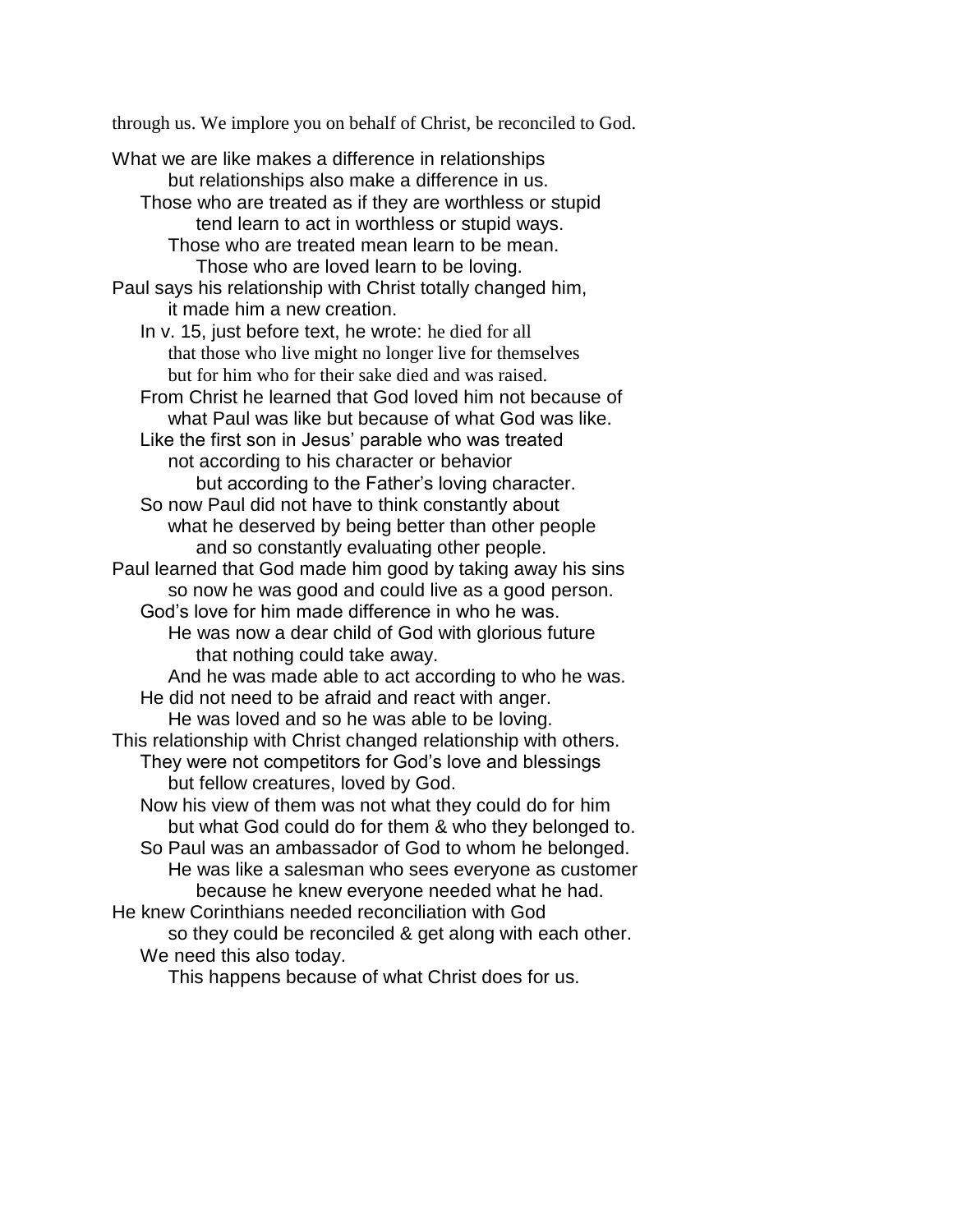through us. We implore you on behalf of Christ, be reconciled to God.

What we are like makes a difference in relationships
but relationships also make a difference in us.
Those who are treated as if they are worthless or stupid
tend learn to act in worthless or stupid ways.
Those who are treated mean learn to be mean.
Those who are loved learn to be loving.
Paul says his relationship with Christ totally changed him,
it made him a new creation.
In v. 15, just before text, he wrote: he died for all
that those who live might no longer live for themselves
but for him who for their sake died and was raised.
From Christ he learned that God loved him not because of
what Paul was like but because of what God was like.
Like the first son in Jesus' parable who was treated
not according to his character or behavior
but according to the Father's loving character.
So now Paul did not have to think constantly about
what he deserved by being better than other people
and so constantly evaluating other people.
Paul learned that God made him good by taking away his sins
so now he was good and could live as a good person.
God's love for him made difference in who he was.
He was now a dear child of God with glorious future
that nothing could take away.
And he was made able to act according to who he was.
He did not need to be afraid and react with anger.
He was loved and so he was able to be loving.
This relationship with Christ changed relationship with others.
They were not competitors for God's love and blessings
but fellow creatures, loved by God.
Now his view of them was not what they could do for him
but what God could do for them & who they belonged to.
So Paul was an ambassador of God to whom he belonged.
He was like a salesman who sees everyone as customer
because he knew everyone needed what he had.
He knew Corinthians needed reconciliation with God
so they could be reconciled & get along with each other.
We need this also today.
This happens because of what Christ does for us.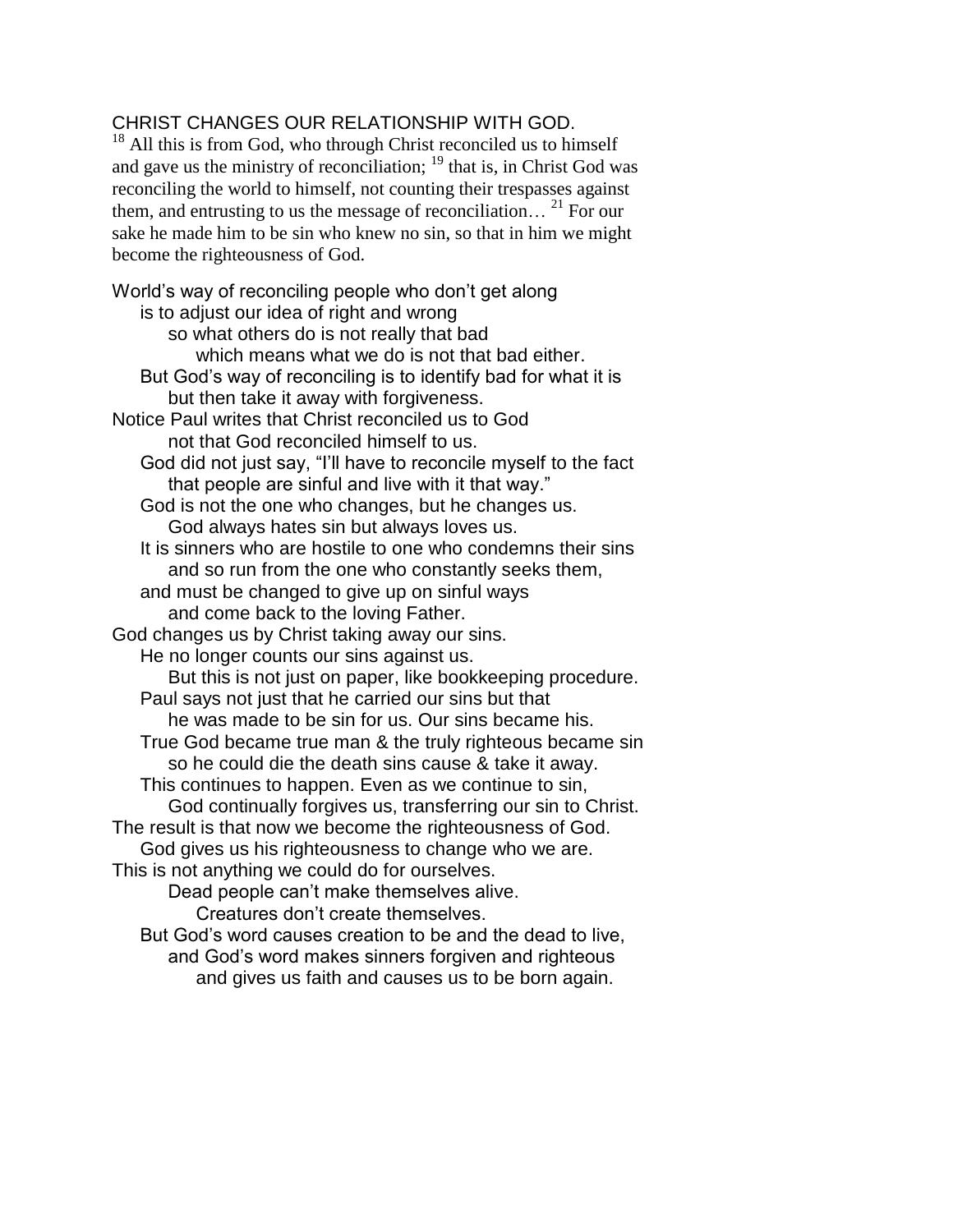CHRIST CHANGES OUR RELATIONSHIP WITH GOD.

[18] All this is from God, who through Christ reconciled us to himself and gave us the ministry of reconciliation; [19] that is, in Christ God was reconciling the world to himself, not counting their trespasses against them, and entrusting to us the message of reconciliation… [21] For our sake he made him to be sin who knew no sin, so that in him we might become the righteousness of God.

World's way of reconciling people who don't get along
    is to adjust our idea of right and wrong
        so what others do is not really that bad
            which means what we do is not that bad either.
    But God's way of reconciling is to identify bad for what it is
        but then take it away with forgiveness.
Notice Paul writes that Christ reconciled us to God
        not that God reconciled himself to us.
    God did not just say, "I'll have to reconcile myself to the fact
        that people are sinful and live with it that way."
    God is not the one who changes, but he changes us.
        God always hates sin but always loves us.
    It is sinners who are hostile to one who condemns their sins
        and so run from the one who constantly seeks them,
    and must be changed to give up on sinful ways
        and come back to the loving Father.
God changes us by Christ taking away our sins.
    He no longer counts our sins against us.
        But this is not just on paper, like bookkeeping procedure.
    Paul says not just that he carried our sins but that
        he was made to be sin for us. Our sins became his.
    True God became true man & the truly righteous became sin
        so he could die the death sins cause & take it away.
    This continues to happen. Even as we continue to sin,
        God continually forgives us, transferring our sin to Christ.
The result is that now we become the righteousness of God.
    God gives us his righteousness to change who we are.
This is not anything we could do for ourselves.
        Dead people can't make themselves alive.
            Creatures don't create themselves.
    But God's word causes creation to be and the dead to live,
        and God's word makes sinners forgiven and righteous
            and gives us faith and causes us to be born again.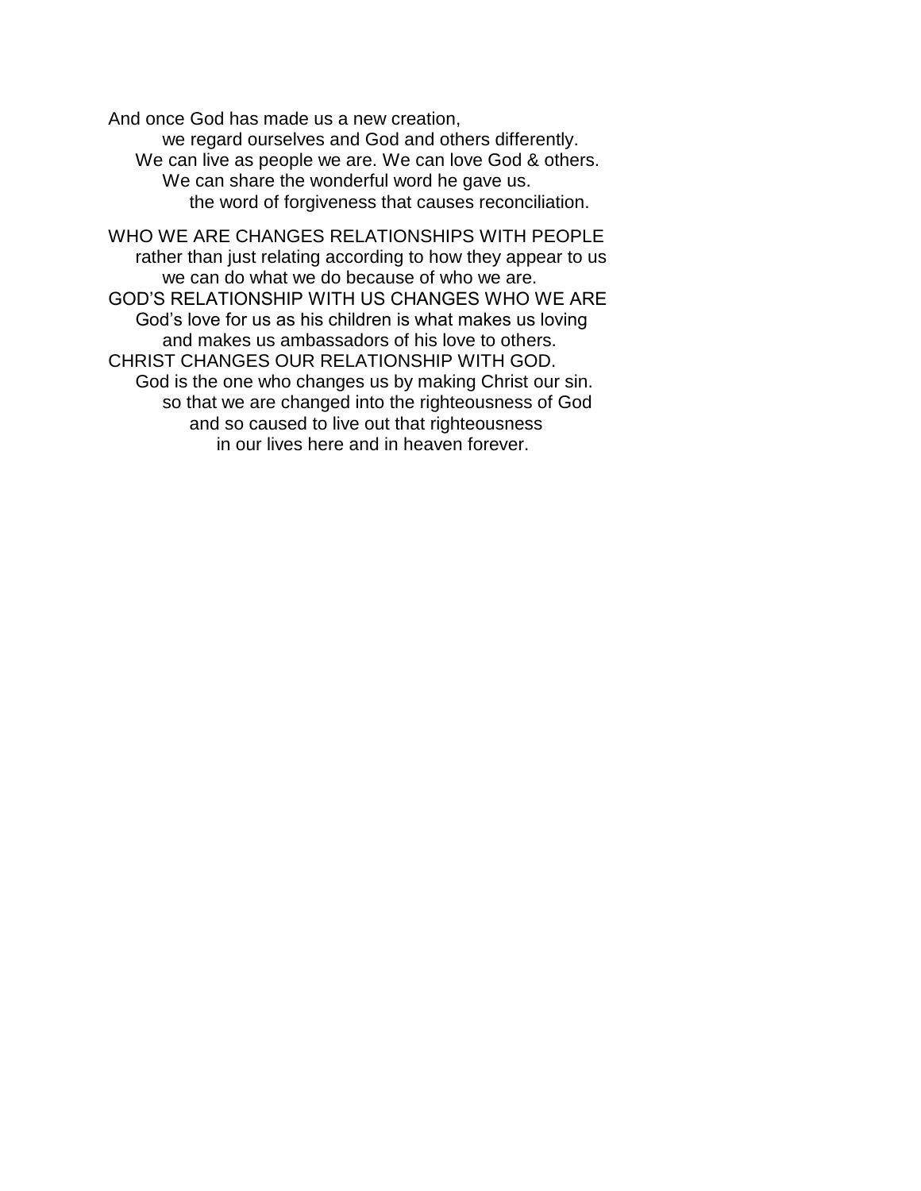And once God has made us a new creation,
we regard ourselves and God and others differently.
We can live as people we are. We can love God & others.
We can share the wonderful word he gave us.
the word of forgiveness that causes reconciliation.

WHO WE ARE CHANGES RELATIONSHIPS WITH PEOPLE
rather than just relating according to how they appear to us
we can do what we do because of who we are.
GOD'S RELATIONSHIP WITH US CHANGES WHO WE ARE
God's love for us as his children is what makes us loving
and makes us ambassadors of his love to others.
CHRIST CHANGES OUR RELATIONSHIP WITH GOD.
God is the one who changes us by making Christ our sin.
so that we are changed into the righteousness of God
and so caused to live out that righteousness
in our lives here and in heaven forever.